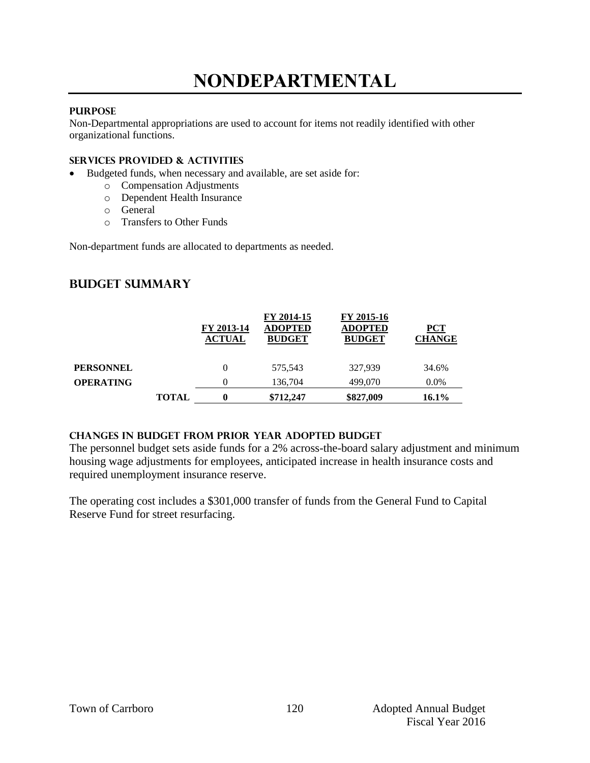# NONDEPARTMENTAL

### PURPOSE

Non-Departmental appropriations are used to account for items not readily identified with other organizational functions.

### SERVICES PROVIDED & ACTIVITIES

- Budgeted funds, when necessary and available, are set aside for:
    - Compensation Adjustments
    - Dependent Health Insurance
    - General
    - Transfers to Other Funds

Non-department funds are allocated to departments as needed.

## BUDGET SUMMARY

| | | FY 2013-14 ACTUAL | FY 2014-15 ADOPTED BUDGET | FY 2015-16 ADOPTED BUDGET | PCT CHANGE |
|---|---|---|---|---|---|
| **PERSONNEL** | | 0 | 575,543 | 327,939 | 34.6% |
| **OPERATING** | | 0 | 136,704 | 499,070 | 0.0% |
| | **TOTAL** | **0** | **$712,247** | **$827,009** | **16.1%** |

### CHANGES IN BUDGET FROM PRIOR YEAR ADOPTED BUDGET

The personnel budget sets aside funds for a 2% across-the-board salary adjustment and minimum housing wage adjustments for employees, anticipated increase in health insurance costs and required unemployment insurance reserve.

The operating cost includes a $301,000 transfer of funds from the General Fund to Capital Reserve Fund for street resurfacing.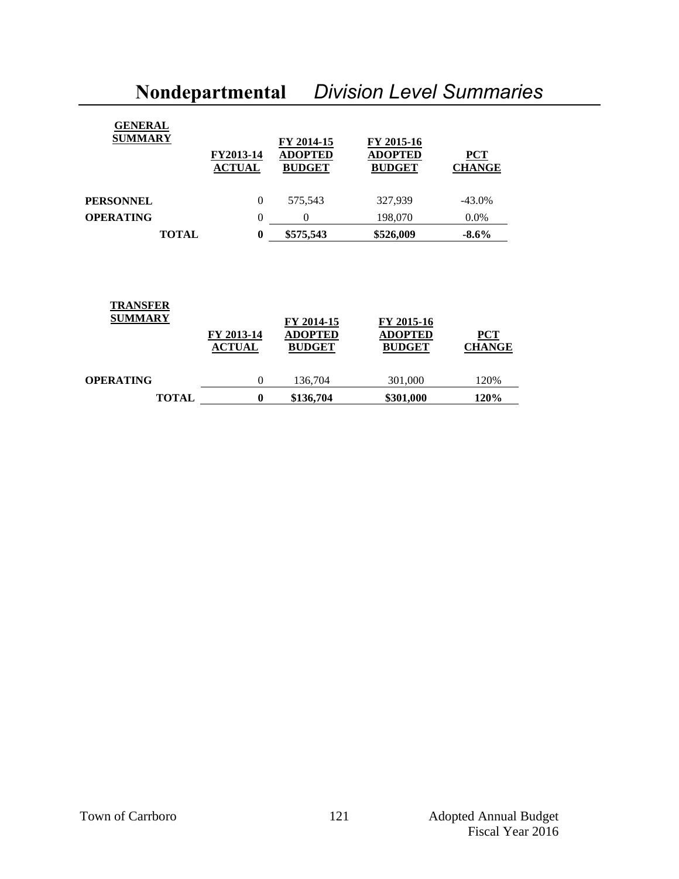# Nondepartmental *Division Level Summaries*

| GENERAL SUMMARY | FY2013-14 ACTUAL | FY 2014-15 ADOPTED BUDGET | FY 2015-16 ADOPTED BUDGET | PCT CHANGE |
|---|---|---|---|---|
| PERSONNEL | 0 | 575,543 | 327,939 | -43.0% |
| OPERATING | 0 | 0 | 198,070 | 0.0% |
| **TOTAL** | **0** | **\$575,543** | **\$526,009** | **-8.6%** |

| TRANSFER SUMMARY | FY 2013-14 ACTUAL | FY 2014-15 ADOPTED BUDGET | FY 2015-16 ADOPTED BUDGET | PCT CHANGE |
|---|---|---|---|---|
| OPERATING | 0 | 136,704 | 301,000 | 120% |
| **TOTAL** | **0** | **\$136,704** | **\$301,000** | **120%** |